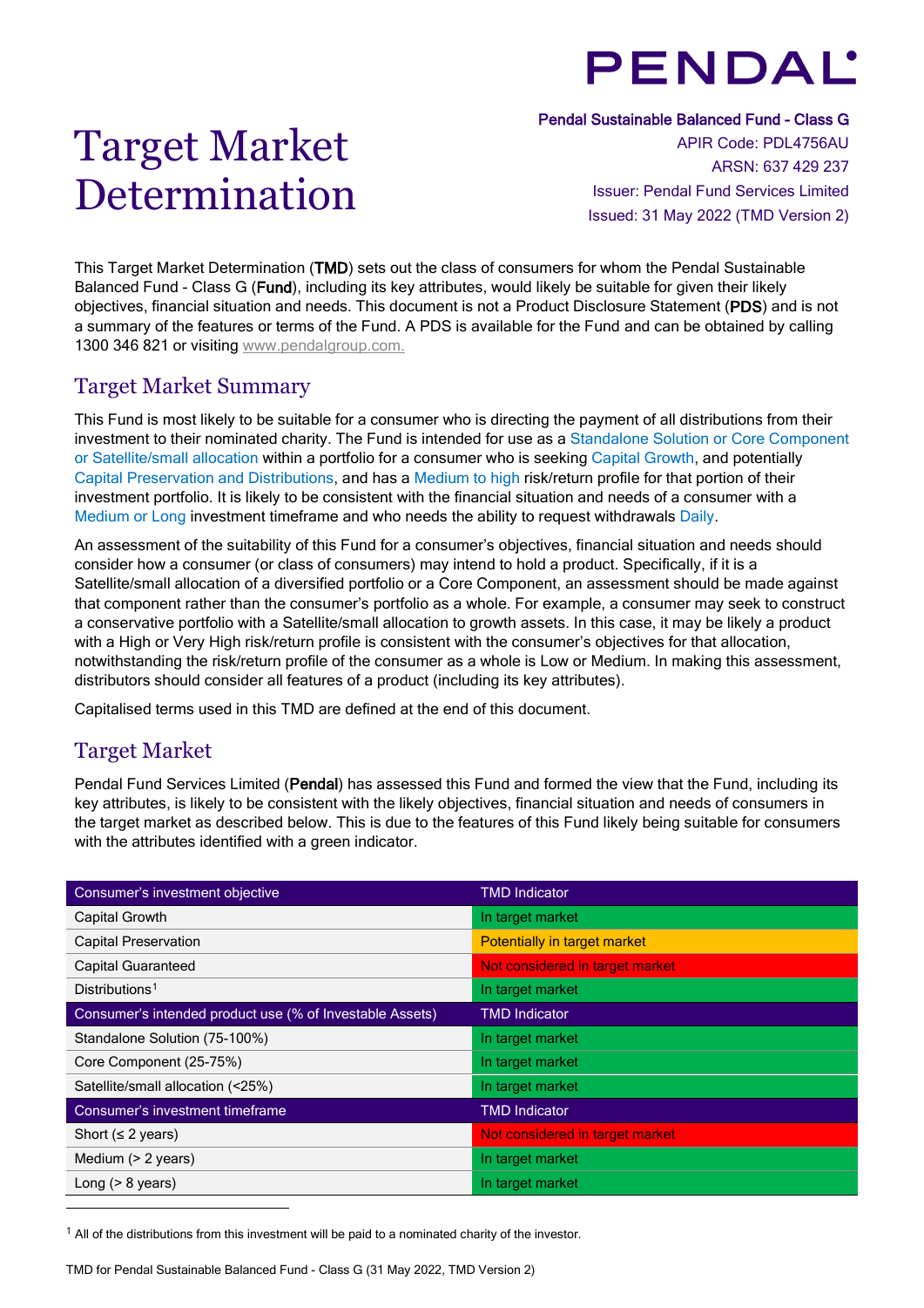PENDAL

# Target Market Determination

**Pendal Sustainable Balanced Fund - Class G**
APIR Code: PDL4756AU
ARSN: 637 429 237
Issuer: Pendal Fund Services Limited
Issued: 31 May 2022 (TMD Version 2)

This Target Market Determination (**TMD**) sets out the class of consumers for whom the Pendal Sustainable Balanced Fund - Class G (**Fund**), including its key attributes, would likely be suitable for given their likely objectives, financial situation and needs. This document is not a Product Disclosure Statement (**PDS**) and is not a summary of the features or terms of the Fund. A PDS is available for the Fund and can be obtained by calling 1300 346 821 or visiting www.pendalgroup.com.

## Target Market Summary

This Fund is most likely to be suitable for a consumer who is directing the payment of all distributions from their investment to their nominated charity. The Fund is intended for use as a Standalone Solution or Core Component or Satellite/small allocation within a portfolio for a consumer who is seeking Capital Growth, and potentially Capital Preservation and Distributions, and has a Medium to high risk/return profile for that portion of their investment portfolio. It is likely to be consistent with the financial situation and needs of a consumer with a Medium or Long investment timeframe and who needs the ability to request withdrawals Daily.

An assessment of the suitability of this Fund for a consumer's objectives, financial situation and needs should consider how a consumer (or class of consumers) may intend to hold a product. Specifically, if it is a Satellite/small allocation of a diversified portfolio or a Core Component, an assessment should be made against that component rather than the consumer's portfolio as a whole. For example, a consumer may seek to construct a conservative portfolio with a Satellite/small allocation to growth assets. In this case, it may be likely a product with a High or Very High risk/return profile is consistent with the consumer's objectives for that allocation, notwithstanding the risk/return profile of the consumer as a whole is Low or Medium. In making this assessment, distributors should consider all features of a product (including its key attributes).

Capitalised terms used in this TMD are defined at the end of this document.

## Target Market

Pendal Fund Services Limited (**Pendal**) has assessed this Fund and formed the view that the Fund, including its key attributes, is likely to be consistent with the likely objectives, financial situation and needs of consumers in the target market as described below. This is due to the features of this Fund likely being suitable for consumers with the attributes identified with a green indicator.

| Consumer's investment objective | TMD Indicator |
|---|---|
| Capital Growth | In target market |
| Capital Preservation | Potentially in target market |
| Capital Guaranteed | Not considered in target market |
| Distributions[1] | In target market |
| **Consumer's intended product use (% of Investable Assets)** | **TMD Indicator** |
| Standalone Solution (75-100%) | In target market |
| Core Component (25-75%) | In target market |
| Satellite/small allocation (<25%) | In target market |
| **Consumer's investment timeframe** | **TMD Indicator** |
| Short (≤ 2 years) | Not considered in target market |
| Medium (> 2 years) | In target market |
| Long (> 8 years) | In target market |

[1] All of the distributions from this investment will be paid to a nominated charity of the investor.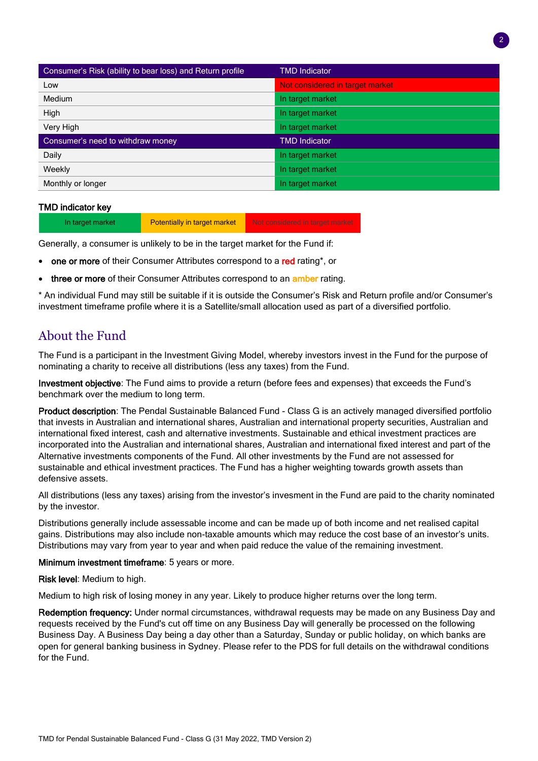| Consumer's Risk (ability to bear loss) and Return profile | TMD Indicator |
| --- | --- |
| Low | Not considered in target market |
| Medium | In target market |
| High | In target market |
| Very High | In target market |
| **Consumer's need to withdraw money** | **TMD Indicator** |
| Daily | In target market |
| Weekly | In target market |
| Monthly or longer | In target market |

**TMD indicator key**

| In target market | Potentially in target market | Not considered in target market |
| --- | --- | --- |

Generally, a consumer is unlikely to be in the target market for the Fund if:

- **one or more** of their Consumer Attributes correspond to a **red** rating*, or
- **three or more** of their Consumer Attributes correspond to an **amber** rating.

* An individual Fund may still be suitable if it is outside the Consumer's Risk and Return profile and/or Consumer's investment timeframe profile where it is a Satellite/small allocation used as part of a diversified portfolio.

## About the Fund

The Fund is a participant in the Investment Giving Model, whereby investors invest in the Fund for the purpose of nominating a charity to receive all distributions (less any taxes) from the Fund.

**Investment objective**: The Fund aims to provide a return (before fees and expenses) that exceeds the Fund's benchmark over the medium to long term.

**Product description**: The Pendal Sustainable Balanced Fund - Class G is an actively managed diversified portfolio that invests in Australian and international shares, Australian and international property securities, Australian and international fixed interest, cash and alternative investments. Sustainable and ethical investment practices are incorporated into the Australian and international shares, Australian and international fixed interest and part of the Alternative investments components of the Fund. All other investments by the Fund are not assessed for sustainable and ethical investment practices. The Fund has a higher weighting towards growth assets than defensive assets.

All distributions (less any taxes) arising from the investor's invesment in the Fund are paid to the charity nominated by the investor.

Distributions generally include assessable income and can be made up of both income and net realised capital gains. Distributions may also include non-taxable amounts which may reduce the cost base of an investor's units. Distributions may vary from year to year and when paid reduce the value of the remaining investment.

**Minimum investment timeframe**: 5 years or more.

**Risk level**: Medium to high.

Medium to high risk of losing money in any year. Likely to produce higher returns over the long term.

**Redemption frequency:** Under normal circumstances, withdrawal requests may be made on any Business Day and requests received by the Fund's cut off time on any Business Day will generally be processed on the following Business Day. A Business Day being a day other than a Saturday, Sunday or public holiday, on which banks are open for general banking business in Sydney. Please refer to the PDS for full details on the withdrawal conditions for the Fund.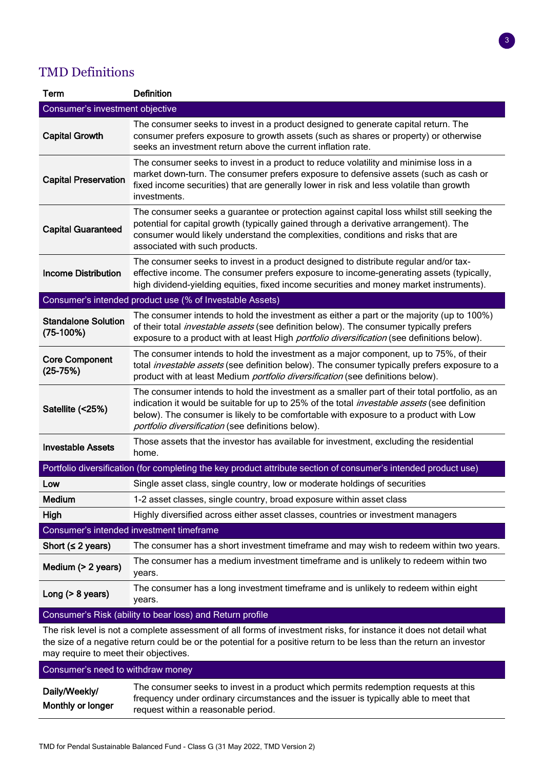## TMD Definitions

| Term | Definition |
|---|---|
| **Consumer's investment objective** | |
| **Capital Growth** | The consumer seeks to invest in a product designed to generate capital return. The consumer prefers exposure to growth assets (such as shares or property) or otherwise seeks an investment return above the current inflation rate. |
| **Capital Preservation** | The consumer seeks to invest in a product to reduce volatility and minimise loss in a market down-turn. The consumer prefers exposure to defensive assets (such as cash or fixed income securities) that are generally lower in risk and less volatile than growth investments. |
| **Capital Guaranteed** | The consumer seeks a guarantee or protection against capital loss whilst still seeking the potential for capital growth (typically gained through a derivative arrangement). The consumer would likely understand the complexities, conditions and risks that are associated with such products. |
| **Income Distribution** | The consumer seeks to invest in a product designed to distribute regular and/or tax-effective income. The consumer prefers exposure to income-generating assets (typically, high dividend-yielding equities, fixed income securities and money market instruments). |
| **Consumer's intended product use (% of Investable Assets)** | |
| **Standalone Solution (75-100%)** | The consumer intends to hold the investment as either a part or the majority (up to 100%) of their total *investable assets* (see definition below). The consumer typically prefers exposure to a product with at least High *portfolio diversification* (see definitions below). |
| **Core Component (25-75%)** | The consumer intends to hold the investment as a major component, up to 75%, of their total *investable assets* (see definition below). The consumer typically prefers exposure to a product with at least Medium *portfolio diversification* (see definitions below). |
| **Satellite (<25%)** | The consumer intends to hold the investment as a smaller part of their total portfolio, as an indication it would be suitable for up to 25% of the total *investable assets* (see definition below). The consumer is likely to be comfortable with exposure to a product with Low *portfolio diversification* (see definitions below). |
| **Investable Assets** | Those assets that the investor has available for investment, excluding the residential home. |
| **Portfolio diversification (for completing the key product attribute section of consumer's intended product use)** | |
| **Low** | Single asset class, single country, low or moderate holdings of securities |
| **Medium** | 1-2 asset classes, single country, broad exposure within asset class |
| **High** | Highly diversified across either asset classes, countries or investment managers |
| **Consumer's intended investment timeframe** | |
| **Short (≤ 2 years)** | The consumer has a short investment timeframe and may wish to redeem within two years. |
| **Medium (> 2 years)** | The consumer has a medium investment timeframe and is unlikely to redeem within two years. |
| **Long (> 8 years)** | The consumer has a long investment timeframe and is unlikely to redeem within eight years. |
| **Consumer's Risk (ability to bear loss) and Return profile** | |
| The risk level is not a complete assessment of all forms of investment risks, for instance it does not detail what the size of a negative return could be or the potential for a positive return to be less than the return an investor may require to meet their objectives. | |
| **Consumer's need to withdraw money** | |
| **Daily/Weekly/ Monthly or longer** | The consumer seeks to invest in a product which permits redemption requests at this frequency under ordinary circumstances and the issuer is typically able to meet that request within a reasonable period. |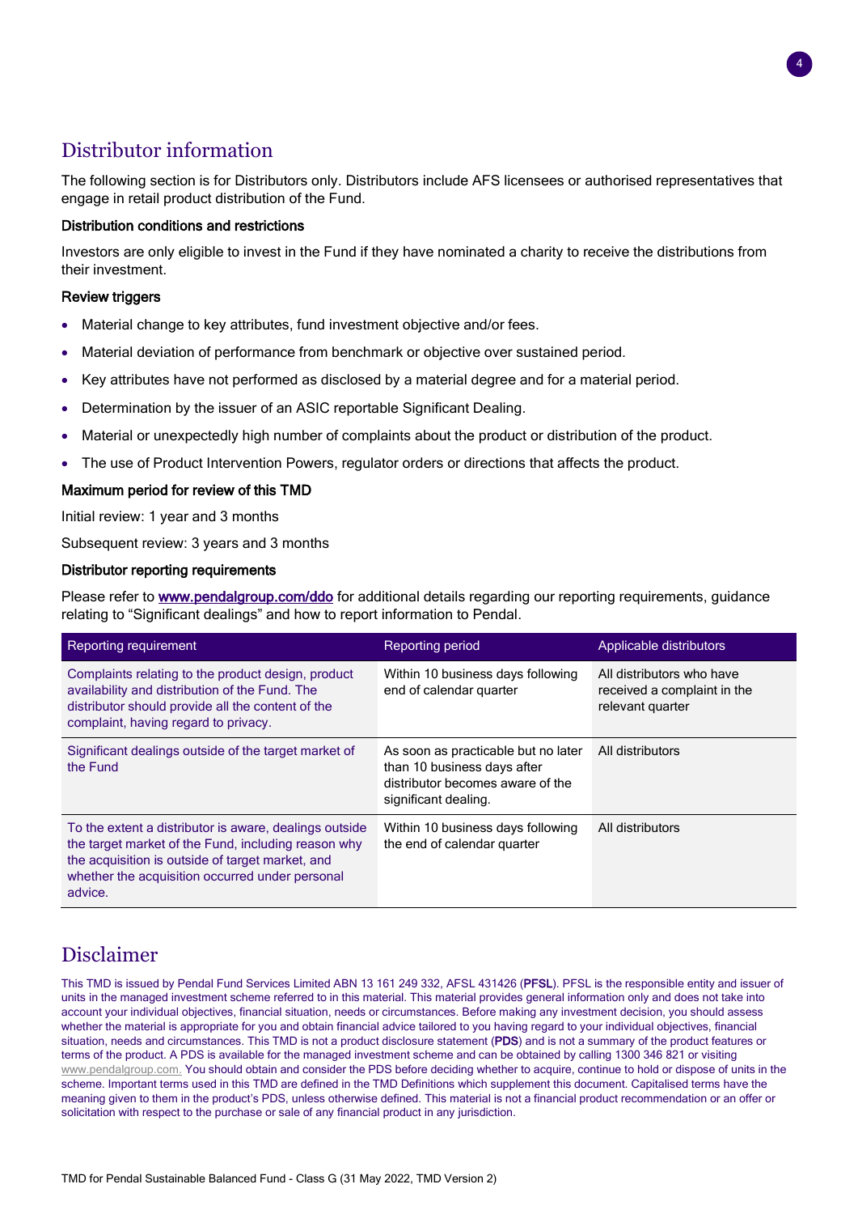## Distributor information

The following section is for Distributors only. Distributors include AFS licensees or authorised representatives that engage in retail product distribution of the Fund.

### Distribution conditions and restrictions

Investors are only eligible to invest in the Fund if they have nominated a charity to receive the distributions from their investment.

### Review triggers

- Material change to key attributes, fund investment objective and/or fees.
- Material deviation of performance from benchmark or objective over sustained period.
- Key attributes have not performed as disclosed by a material degree and for a material period.
- Determination by the issuer of an ASIC reportable Significant Dealing.
- Material or unexpectedly high number of complaints about the product or distribution of the product.
- The use of Product Intervention Powers, regulator orders or directions that affects the product.

### Maximum period for review of this TMD

Initial review: 1 year and 3 months

Subsequent review: 3 years and 3 months

### Distributor reporting requirements

Please refer to **www.pendalgroup.com/ddo** for additional details regarding our reporting requirements, guidance relating to "Significant dealings" and how to report information to Pendal.

| Reporting requirement | Reporting period | Applicable distributors |
|---|---|---|
| Complaints relating to the product design, product availability and distribution of the Fund. The distributor should provide all the content of the complaint, having regard to privacy. | Within 10 business days following end of calendar quarter | All distributors who have received a complaint in the relevant quarter |
| Significant dealings outside of the target market of the Fund | As soon as practicable but no later than 10 business days after distributor becomes aware of the significant dealing. | All distributors |
| To the extent a distributor is aware, dealings outside the target market of the Fund, including reason why the acquisition is outside of target market, and whether the acquisition occurred under personal advice. | Within 10 business days following the end of calendar quarter | All distributors |

## Disclaimer

This TMD is issued by Pendal Fund Services Limited ABN 13 161 249 332, AFSL 431426 (**PFSL**). PFSL is the responsible entity and issuer of units in the managed investment scheme referred to in this material. This material provides general information only and does not take into account your individual objectives, financial situation, needs or circumstances. Before making any investment decision, you should assess whether the material is appropriate for you and obtain financial advice tailored to you having regard to your individual objectives, financial situation, needs and circumstances. This TMD is not a product disclosure statement (**PDS**) and is not a summary of the product features or terms of the product. A PDS is available for the managed investment scheme and can be obtained by calling 1300 346 821 or visiting www.pendalgroup.com. You should obtain and consider the PDS before deciding whether to acquire, continue to hold or dispose of units in the scheme. Important terms used in this TMD are defined in the TMD Definitions which supplement this document. Capitalised terms have the meaning given to them in the product's PDS, unless otherwise defined. This material is not a financial product recommendation or an offer or solicitation with respect to the purchase or sale of any financial product in any jurisdiction.